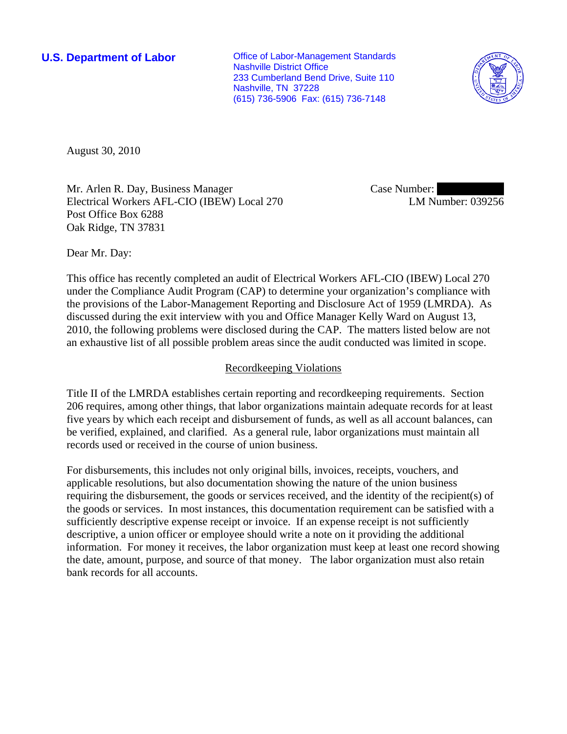**U.S. Department of Labor**

Office of Labor-Management Standards
Nashville District Office
233 Cumberland Bend Drive, Suite 110
Nashville, TN 37228
(615) 736-5906 Fax: (615) 736-7148

August 30, 2010

Mr. Arlen R. Day, Business Manager
Electrical Workers AFL-CIO (IBEW) Local 270
Post Office Box 6288
Oak Ridge, TN 37831

Case Number:
LM Number: 039256

Dear Mr. Day:

This office has recently completed an audit of Electrical Workers AFL-CIO (IBEW) Local 270 under the Compliance Audit Program (CAP) to determine your organization's compliance with the provisions of the Labor-Management Reporting and Disclosure Act of 1959 (LMRDA). As discussed during the exit interview with you and Office Manager Kelly Ward on August 13, 2010, the following problems were disclosed during the CAP. The matters listed below are not an exhaustive list of all possible problem areas since the audit conducted was limited in scope.

## Recordkeeping Violations

Title II of the LMRDA establishes certain reporting and recordkeeping requirements. Section 206 requires, among other things, that labor organizations maintain adequate records for at least five years by which each receipt and disbursement of funds, as well as all account balances, can be verified, explained, and clarified. As a general rule, labor organizations must maintain all records used or received in the course of union business.

For disbursements, this includes not only original bills, invoices, receipts, vouchers, and applicable resolutions, but also documentation showing the nature of the union business requiring the disbursement, the goods or services received, and the identity of the recipient(s) of the goods or services. In most instances, this documentation requirement can be satisfied with a sufficiently descriptive expense receipt or invoice. If an expense receipt is not sufficiently descriptive, a union officer or employee should write a note on it providing the additional information. For money it receives, the labor organization must keep at least one record showing the date, amount, purpose, and source of that money. The labor organization must also retain bank records for all accounts.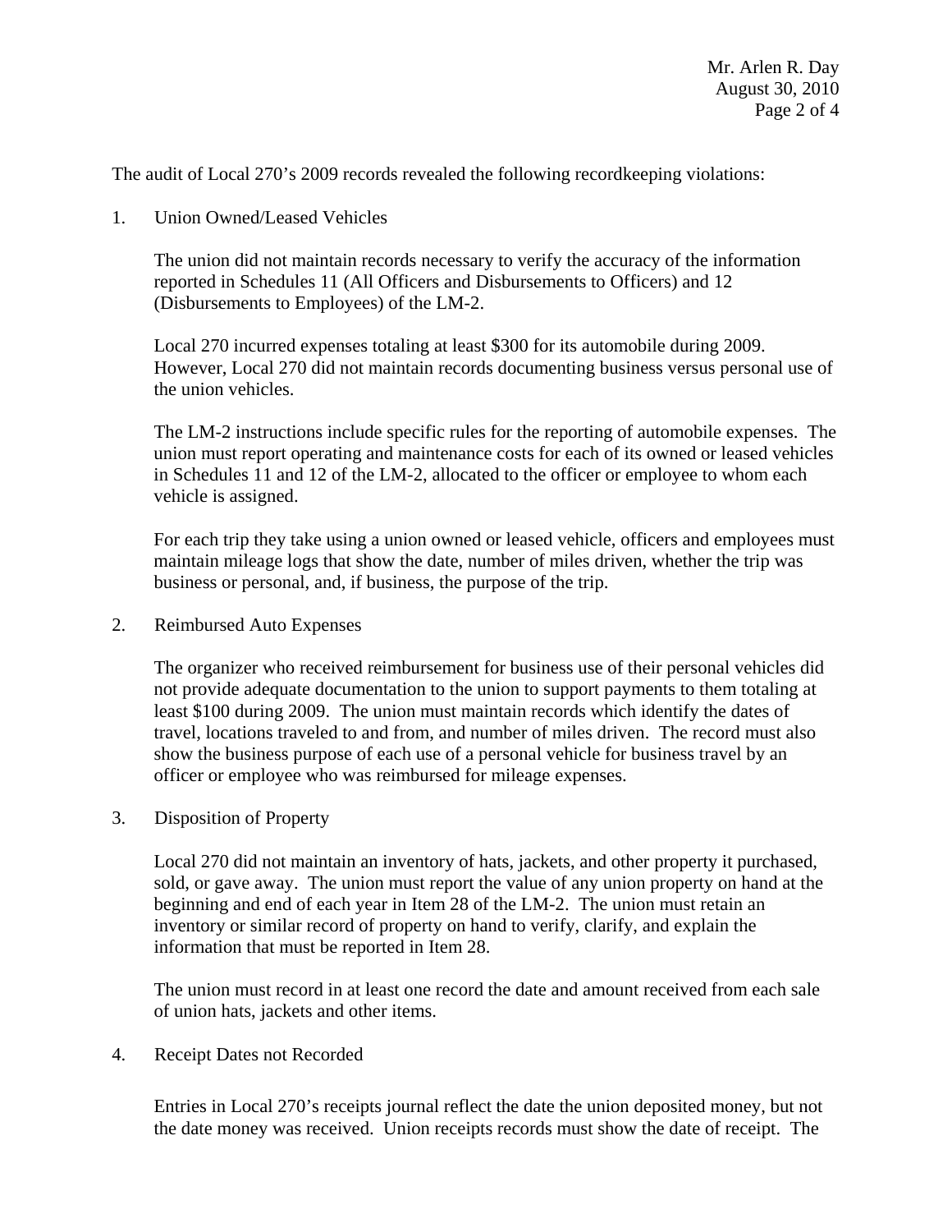The audit of Local 270's 2009 records revealed the following recordkeeping violations:

1. Union Owned/Leased Vehicles

   The union did not maintain records necessary to verify the accuracy of the information reported in Schedules 11 (All Officers and Disbursements to Officers) and 12 (Disbursements to Employees) of the LM-2.

   Local 270 incurred expenses totaling at least $300 for its automobile during 2009. However, Local 270 did not maintain records documenting business versus personal use of the union vehicles.

   The LM-2 instructions include specific rules for the reporting of automobile expenses. The union must report operating and maintenance costs for each of its owned or leased vehicles in Schedules 11 and 12 of the LM-2, allocated to the officer or employee to whom each vehicle is assigned.

   For each trip they take using a union owned or leased vehicle, officers and employees must maintain mileage logs that show the date, number of miles driven, whether the trip was business or personal, and, if business, the purpose of the trip.

2. Reimbursed Auto Expenses

   The organizer who received reimbursement for business use of their personal vehicles did not provide adequate documentation to the union to support payments to them totaling at least $100 during 2009. The union must maintain records which identify the dates of travel, locations traveled to and from, and number of miles driven. The record must also show the business purpose of each use of a personal vehicle for business travel by an officer or employee who was reimbursed for mileage expenses.

3. Disposition of Property

   Local 270 did not maintain an inventory of hats, jackets, and other property it purchased, sold, or gave away. The union must report the value of any union property on hand at the beginning and end of each year in Item 28 of the LM-2. The union must retain an inventory or similar record of property on hand to verify, clarify, and explain the information that must be reported in Item 28.

   The union must record in at least one record the date and amount received from each sale of union hats, jackets and other items.

4. Receipt Dates not Recorded

   Entries in Local 270's receipts journal reflect the date the union deposited money, but not the date money was received. Union receipts records must show the date of receipt. The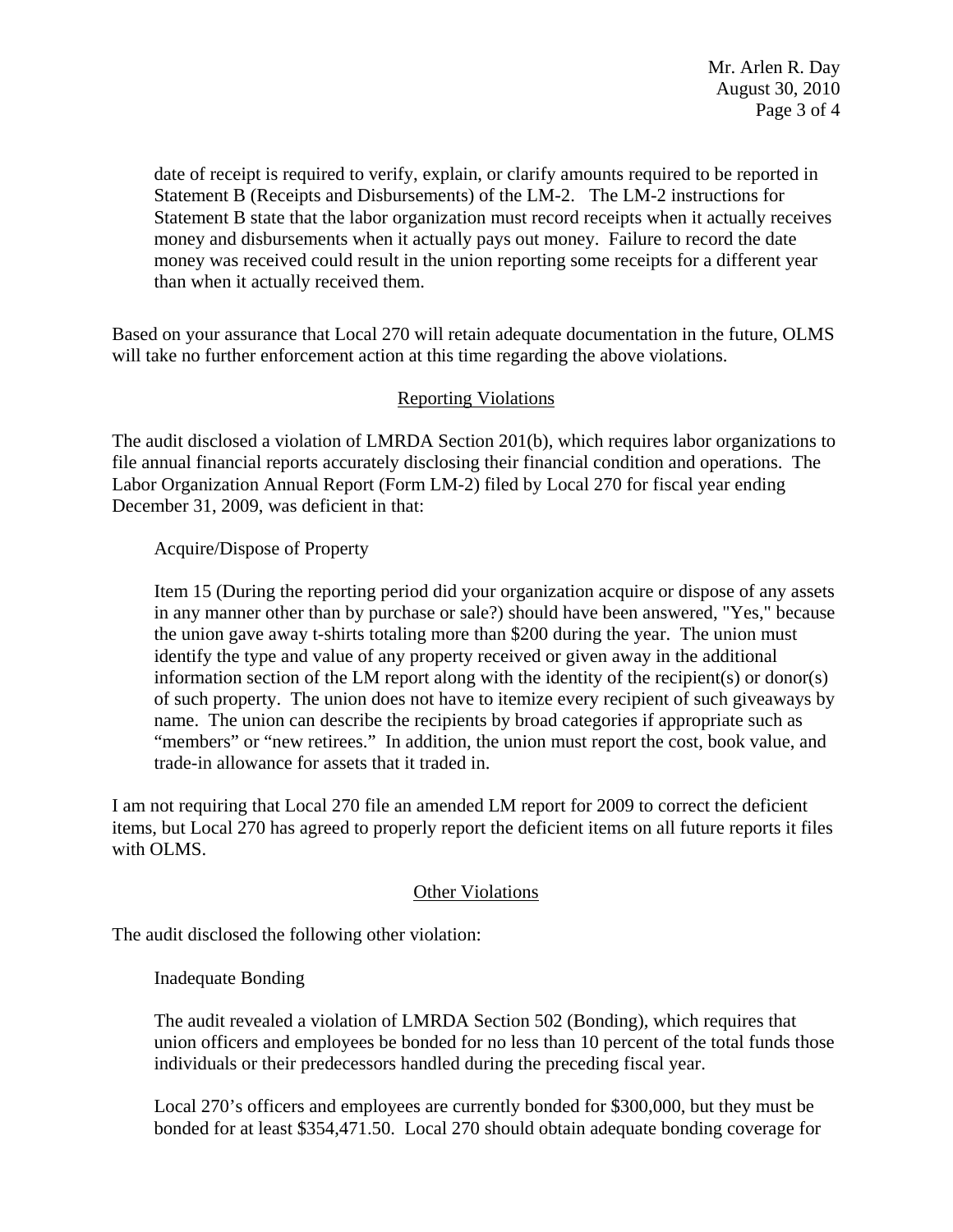date of receipt is required to verify, explain, or clarify amounts required to be reported in Statement B (Receipts and Disbursements) of the LM-2. The LM-2 instructions for Statement B state that the labor organization must record receipts when it actually receives money and disbursements when it actually pays out money. Failure to record the date money was received could result in the union reporting some receipts for a different year than when it actually received them.

Based on your assurance that Local 270 will retain adequate documentation in the future, OLMS will take no further enforcement action at this time regarding the above violations.

## Reporting Violations

The audit disclosed a violation of LMRDA Section 201(b), which requires labor organizations to file annual financial reports accurately disclosing their financial condition and operations. The Labor Organization Annual Report (Form LM-2) filed by Local 270 for fiscal year ending December 31, 2009, was deficient in that:

Acquire/Dispose of Property

Item 15 (During the reporting period did your organization acquire or dispose of any assets in any manner other than by purchase or sale?) should have been answered, "Yes," because the union gave away t-shirts totaling more than $200 during the year. The union must identify the type and value of any property received or given away in the additional information section of the LM report along with the identity of the recipient(s) or donor(s) of such property. The union does not have to itemize every recipient of such giveaways by name. The union can describe the recipients by broad categories if appropriate such as "members" or "new retirees." In addition, the union must report the cost, book value, and trade-in allowance for assets that it traded in.

I am not requiring that Local 270 file an amended LM report for 2009 to correct the deficient items, but Local 270 has agreed to properly report the deficient items on all future reports it files with OLMS.

## Other Violations

The audit disclosed the following other violation:

Inadequate Bonding

The audit revealed a violation of LMRDA Section 502 (Bonding), which requires that union officers and employees be bonded for no less than 10 percent of the total funds those individuals or their predecessors handled during the preceding fiscal year.

Local 270's officers and employees are currently bonded for $300,000, but they must be bonded for at least $354,471.50. Local 270 should obtain adequate bonding coverage for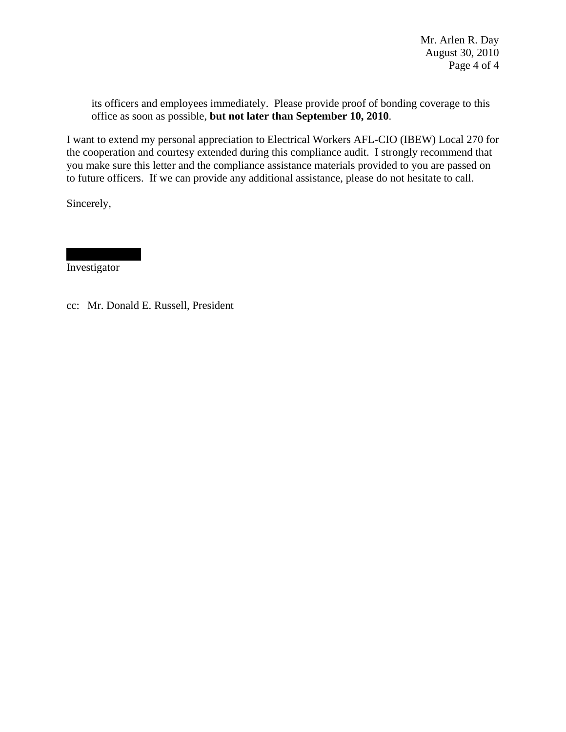its officers and employees immediately. Please provide proof of bonding coverage to this office as soon as possible, **but not later than September 10, 2010**.

I want to extend my personal appreciation to Electrical Workers AFL-CIO (IBEW) Local 270 for the cooperation and courtesy extended during this compliance audit. I strongly recommend that you make sure this letter and the compliance assistance materials provided to you are passed on to future officers. If we can provide any additional assistance, please do not hesitate to call.

Sincerely,

Investigator

cc: Mr. Donald E. Russell, President